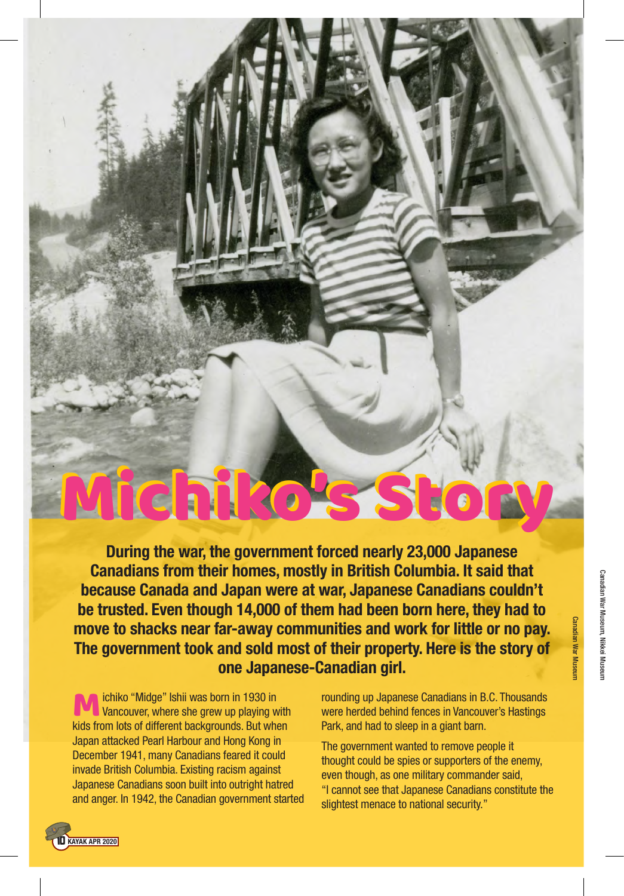# Michiko's Story

**During the war, the government forced nearly 23,000 Japanese Canadians from their homes, mostly in British Columbia. It said that because Canada and Japan were at war, Japanese Canadians couldn't be trusted. Even though 14,000 of them had been born here, they had to move to shacks near far-away communities and work for little or no pay. The government took and sold most of their property. Here is the story of one Japanese-Canadian girl.**

Michiko "Midge" Ishii was born in 1930 in Vancouver, where she grew up playing with kids from lots of different backgrounds. But when Japan attacked Pearl Harbour and Hong Kong in December 1941, many Canadians feared it could invade British Columbia. Existing racism against Japanese Canadians soon built into outright hatred and anger. In 1942, the Canadian government started rounding up Japanese Canadians in B.C. Thousands were herded behind fences in Vancouver's Hastings Park, and had to sleep in a giant barn.

The government wanted to remove people it thought could be spies or supporters of the enemy, even though, as one military commander said, "I cannot see that Japanese Canadians constitute the slightest menace to national security."

Canadian War Museum

Canadian War Museum, Nikkei Museum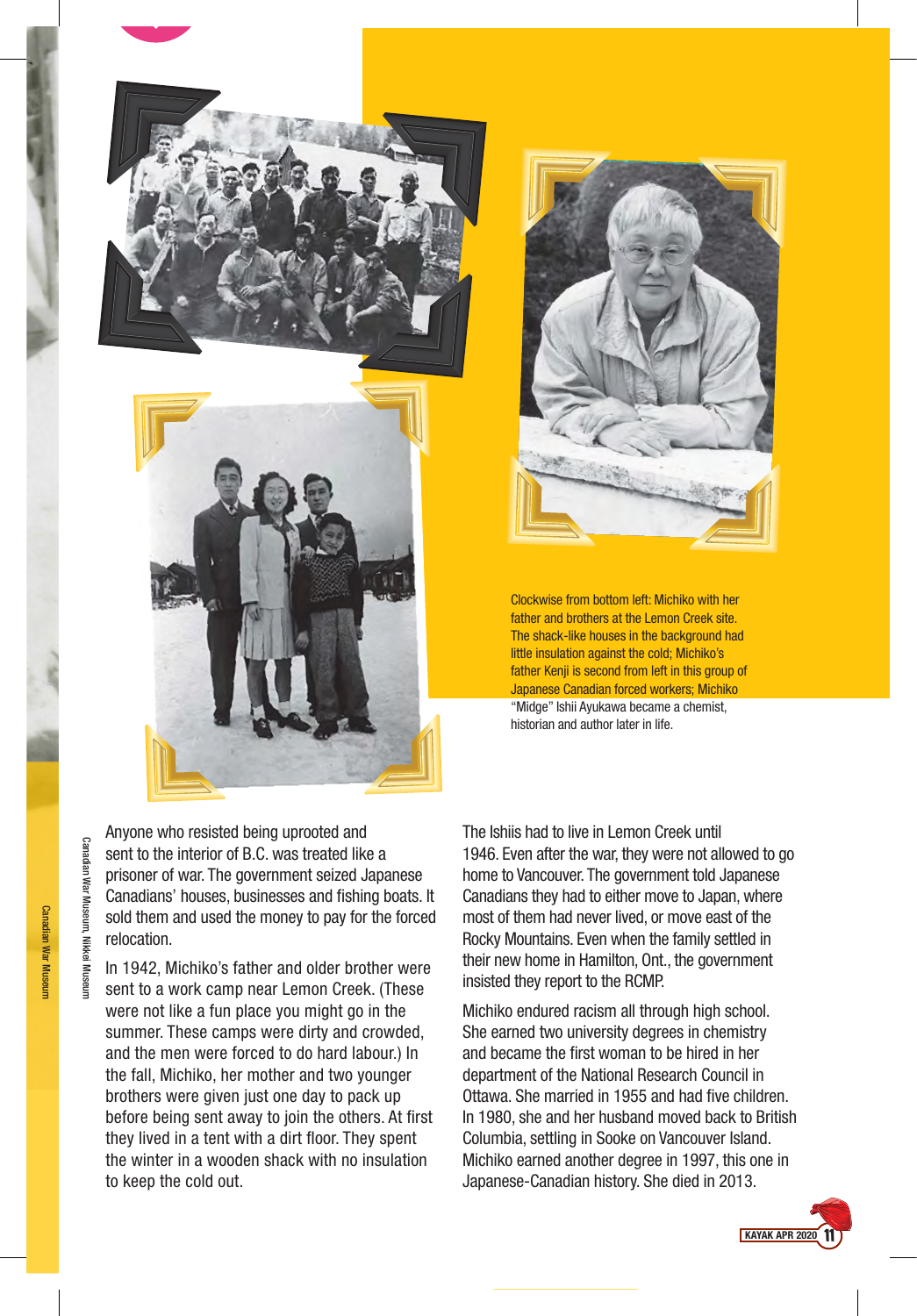Clockwise from bottom left: Michiko with her father and brothers at the Lemon Creek site. The shack-like houses in the background had little insulation against the cold; Michiko's father Kenji is second from left in this group of Japanese Canadian forced workers; Michiko "Midge" Ishii Ayukawa became a chemist, historian and author later in life.

Canadian War Museum, Nikkei Museum

Canadian War Museum

Anyone who resisted being uprooted and sent to the interior of B.C. was treated like a prisoner of war. The government seized Japanese Canadians' houses, businesses and fishing boats. It sold them and used the money to pay for the forced relocation.

In 1942, Michiko's father and older brother were sent to a work camp near Lemon Creek. (These were not like a fun place you might go in the summer. These camps were dirty and crowded, and the men were forced to do hard labour.) In the fall, Michiko, her mother and two younger brothers were given just one day to pack up before being sent away to join the others. At first they lived in a tent with a dirt floor. They spent the winter in a wooden shack with no insulation to keep the cold out.

The Ishiis had to live in Lemon Creek until 1946. Even after the war, they were not allowed to go home to Vancouver. The government told Japanese Canadians they had to either move to Japan, where most of them had never lived, or move east of the Rocky Mountains. Even when the family settled in their new home in Hamilton, Ont., the government insisted they report to the RCMP.

Michiko endured racism all through high school. She earned two university degrees in chemistry and became the first woman to be hired in her department of the National Research Council in Ottawa. She married in 1955 and had five children. In 1980, she and her husband moved back to British Columbia, settling in Sooke on Vancouver Island. Michiko earned another degree in 1997, this one in Japanese-Canadian history. She died in 2013.